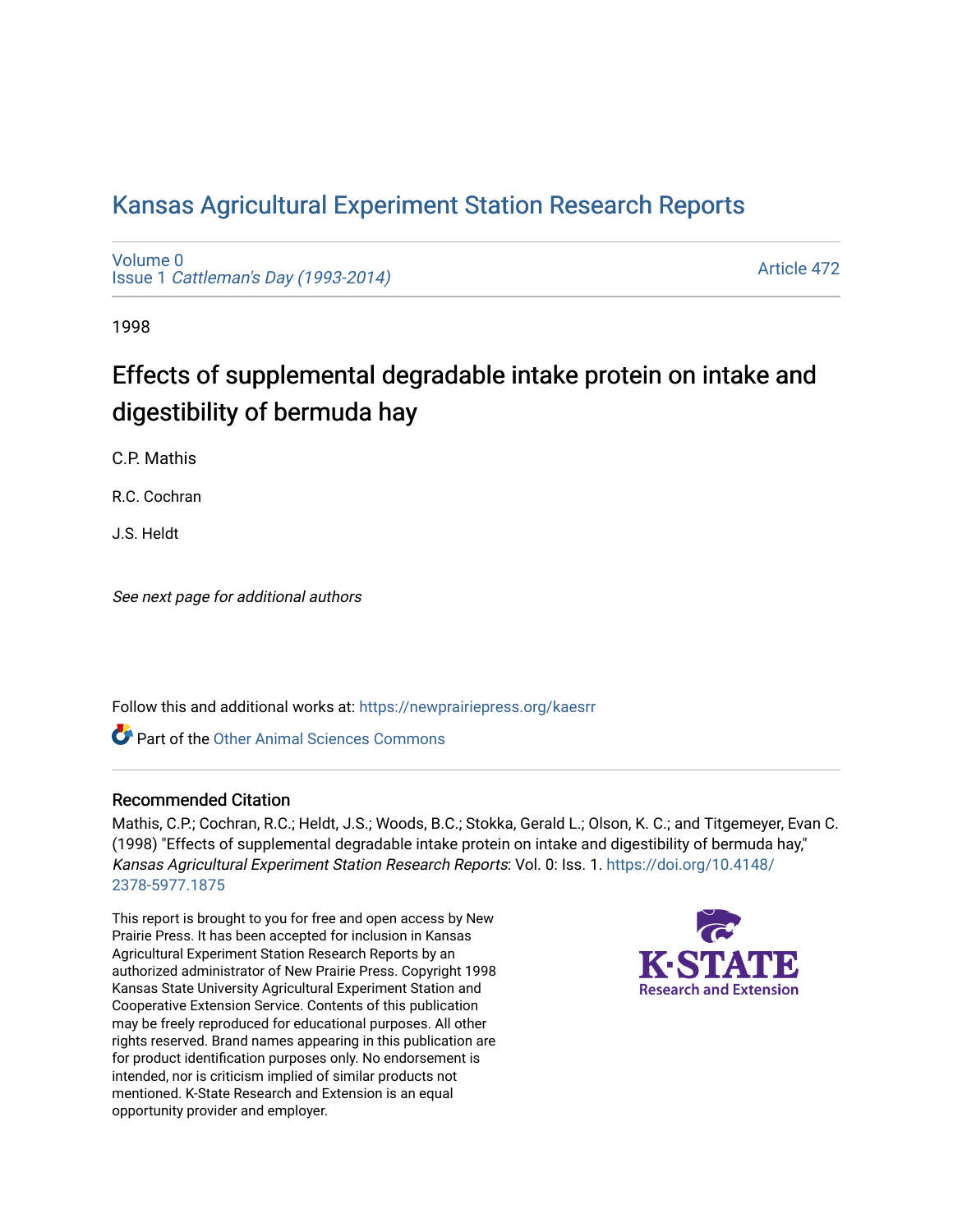# Kansas Agricultural Experiment Station Research Reports

Volume 0
Issue 1 *Cattleman's Day (1993-2014)*

Article 472

1998

## Effects of supplemental degradable intake protein on intake and digestibility of bermuda hay

C.P. Mathis

R.C. Cochran

J.S. Heldt

*See next page for additional authors*

Follow this and additional works at: https://newprairiepress.org/kaesrr

Part of the Other Animal Sciences Commons

### Recommended Citation

Mathis, C.P.; Cochran, R.C.; Heldt, J.S.; Woods, B.C.; Stokka, Gerald L.; Olson, K. C.; and Titgemeyer, Evan C. (1998) "Effects of supplemental degradable intake protein on intake and digestibility of bermuda hay," *Kansas Agricultural Experiment Station Research Reports*: Vol. 0: Iss. 1. https://doi.org/10.4148/2378-5977.1875

This report is brought to you for free and open access by New Prairie Press. It has been accepted for inclusion in Kansas Agricultural Experiment Station Research Reports by an authorized administrator of New Prairie Press. Copyright 1998 Kansas State University Agricultural Experiment Station and Cooperative Extension Service. Contents of this publication may be freely reproduced for educational purposes. All other rights reserved. Brand names appearing in this publication are for product identification purposes only. No endorsement is intended, nor is criticism implied of similar products not mentioned. K-State Research and Extension is an equal opportunity provider and employer.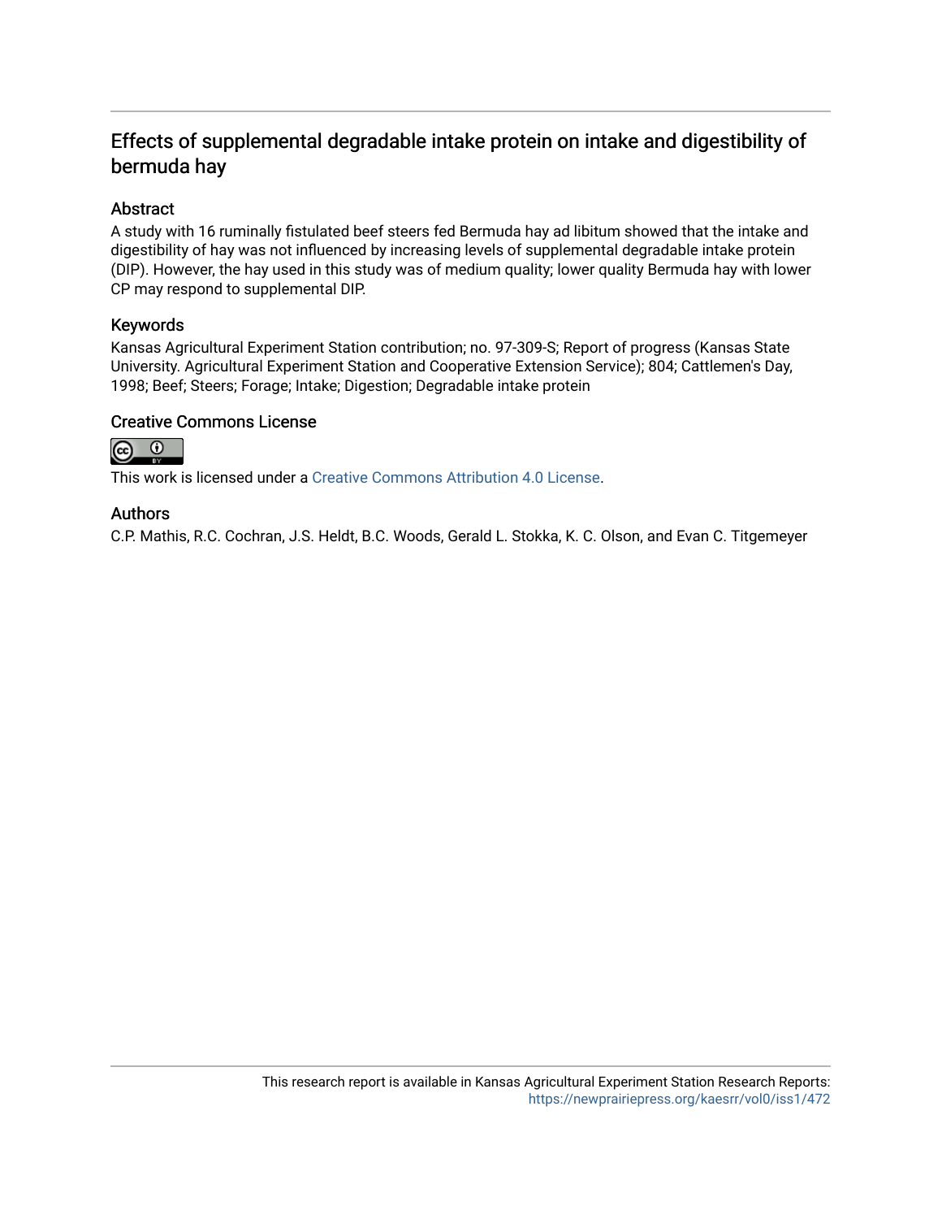# Effects of supplemental degradable intake protein on intake and digestibility of bermuda hay

## Abstract

A study with 16 ruminally fistulated beef steers fed Bermuda hay ad libitum showed that the intake and digestibility of hay was not influenced by increasing levels of supplemental degradable intake protein (DIP). However, the hay used in this study was of medium quality; lower quality Bermuda hay with lower CP may respond to supplemental DIP.

## Keywords

Kansas Agricultural Experiment Station contribution; no. 97-309-S; Report of progress (Kansas State University. Agricultural Experiment Station and Cooperative Extension Service); 804; Cattlemen's Day, 1998; Beef; Steers; Forage; Intake; Digestion; Degradable intake protein

## Creative Commons License

This work is licensed under a Creative Commons Attribution 4.0 License.

## Authors

C.P. Mathis, R.C. Cochran, J.S. Heldt, B.C. Woods, Gerald L. Stokka, K. C. Olson, and Evan C. Titgemeyer

This research report is available in Kansas Agricultural Experiment Station Research Reports: https://newprairiepress.org/kaesrr/vol0/iss1/472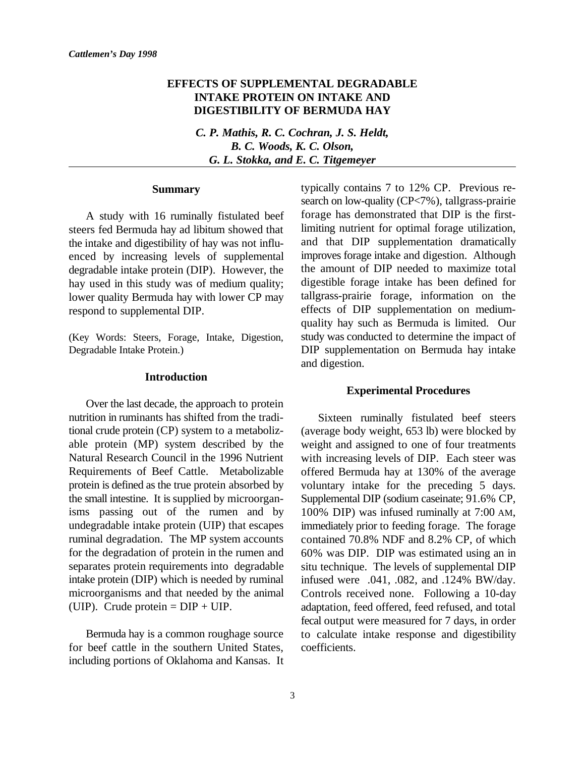# EFFECTS OF SUPPLEMENTAL DEGRADABLE INTAKE PROTEIN ON INTAKE AND DIGESTIBILITY OF BERMUDA HAY

*C. P. Mathis, R. C. Cochran, J. S. Heldt, B. C. Woods, K. C. Olson, G. L. Stokka, and E. C. Titgemeyer*

## Summary

A study with 16 ruminally fistulated beef steers fed Bermuda hay ad libitum showed that the intake and digestibility of hay was not influenced by increasing levels of supplemental degradable intake protein (DIP). However, the hay used in this study was of medium quality; lower quality Bermuda hay with lower CP may respond to supplemental DIP.

(Key Words: Steers, Forage, Intake, Digestion, Degradable Intake Protein.)

## Introduction

Over the last decade, the approach to protein nutrition in ruminants has shifted from the traditional crude protein (CP) system to a metabolizable protein (MP) system described by the Natural Research Council in the 1996 Nutrient Requirements of Beef Cattle. Metabolizable protein is defined as the true protein absorbed by the small intestine. It is supplied by microorganisms passing out of the rumen and by undegradable intake protein (UIP) that escapes ruminal degradation. The MP system accounts for the degradation of protein in the rumen and separates protein requirements into degradable intake protein (DIP) which is needed by ruminal microorganisms and that needed by the animal (UIP). Crude protein = DIP + UIP.

Bermuda hay is a common roughage source for beef cattle in the southern United States, including portions of Oklahoma and Kansas. It typically contains 7 to 12% CP. Previous research on low-quality (CP<7%), tallgrass-prairie forage has demonstrated that DIP is the first-limiting nutrient for optimal forage utilization, and that DIP supplementation dramatically improves forage intake and digestion. Although the amount of DIP needed to maximize total digestible forage intake has been defined for tallgrass-prairie forage, information on the effects of DIP supplementation on medium-quality hay such as Bermuda is limited. Our study was conducted to determine the impact of DIP supplementation on Bermuda hay intake and digestion.

## Experimental Procedures

Sixteen ruminally fistulated beef steers (average body weight, 653 lb) were blocked by weight and assigned to one of four treatments with increasing levels of DIP. Each steer was offered Bermuda hay at 130% of the average voluntary intake for the preceding 5 days. Supplemental DIP (sodium caseinate; 91.6% CP, 100% DIP) was infused ruminally at 7:00 AM, immediately prior to feeding forage. The forage contained 70.8% NDF and 8.2% CP, of which 60% was DIP. DIP was estimated using an in situ technique. The levels of supplemental DIP infused were .041, .082, and .124% BW/day. Controls received none. Following a 10-day adaptation, feed offered, feed refused, and total fecal output were measured for 7 days, in order to calculate intake response and digestibility coefficients.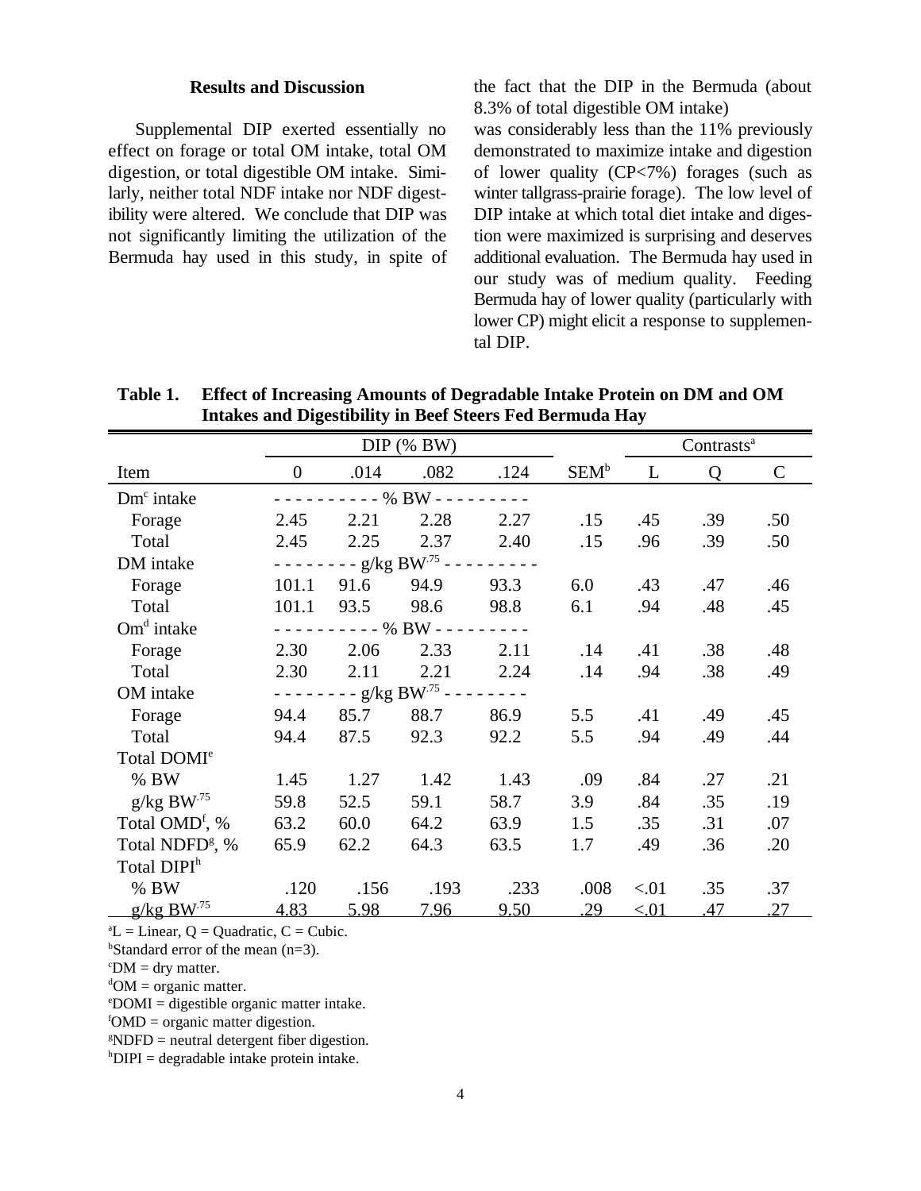## Results and Discussion

Supplemental DIP exerted essentially no effect on forage or total OM intake, total OM digestion, or total digestible OM intake. Similarly, neither total NDF intake nor NDF digestibility were altered. We conclude that DIP was not significantly limiting the utilization of the Bermuda hay used in this study, in spite of the fact that the DIP in the Bermuda (about 8.3% of total digestible OM intake) was considerably less than the 11% previously demonstrated to maximize intake and digestion of lower quality (CP<7%) forages (such as winter tallgrass-prairie forage). The low level of DIP intake at which total diet intake and digestion were maximized is surprising and deserves additional evaluation. The Bermuda hay used in our study was of medium quality. Feeding Bermuda hay of lower quality (particularly with lower CP) might elicit a response to supplemental DIP.

**Table 1. Effect of Increasing Amounts of Degradable Intake Protein on DM and OM Intakes and Digestibility in Beef Steers Fed Bermuda Hay**

| | DIP (% BW) | | | | | Contrasts[a] | | |
|---|---|---|---|---|---|---|---|---|
| Item | 0 | .014 | .082 | .124 | SEM[b] | L | Q | C |
| Dm[c] intake | - - - - - - - - - - % BW - - - - - - - - - | | | | | | | |
| Forage | 2.45 | 2.21 | 2.28 | 2.27 | .15 | .45 | .39 | .50 |
| Total | 2.45 | 2.25 | 2.37 | 2.40 | .15 | .96 | .39 | .50 |
| DM intake | - - - - - - - - g/kg $BW^{.75}$ - - - - - - - - - | | | | | | | |
| Forage | 101.1 | 91.6 | 94.9 | 93.3 | 6.0 | .43 | .47 | .46 |
| Total | 101.1 | 93.5 | 98.6 | 98.8 | 6.1 | .94 | .48 | .45 |
| Om[d] intake | - - - - - - - - - - % BW - - - - - - - - - | | | | | | | |
| Forage | 2.30 | 2.06 | 2.33 | 2.11 | .14 | .41 | .38 | .48 |
| Total | 2.30 | 2.11 | 2.21 | 2.24 | .14 | .94 | .38 | .49 |
| OM intake | - - - - - - - - g/kg $BW^{.75}$ - - - - - - - - | | | | | | | |
| Forage | 94.4 | 85.7 | 88.7 | 86.9 | 5.5 | .41 | .49 | .45 |
| Total | 94.4 | 87.5 | 92.3 | 92.2 | 5.5 | .94 | .49 | .44 |
| Total DOMI[e] | | | | | | | | |
| % BW | 1.45 | 1.27 | 1.42 | 1.43 | .09 | .84 | .27 | .21 |
| g/kg $BW^{.75}$ | 59.8 | 52.5 | 59.1 | 58.7 | 3.9 | .84 | .35 | .19 |
| Total OMD[f], % | 63.2 | 60.0 | 64.2 | 63.9 | 1.5 | .35 | .31 | .07 |
| Total NDFD[g], % | 65.9 | 62.2 | 64.3 | 63.5 | 1.7 | .49 | .36 | .20 |
| Total DIPI[h] | | | | | | | | |
| % BW | .120 | .156 | .193 | .233 | .008 | <.01 | .35 | .37 |
| g/kg $BW^{.75}$ | 4.83 | 5.98 | 7.96 | 9.50 | .29 | <.01 | .47 | .27 |

[a]L = Linear, Q = Quadratic, C = Cubic.
[b]Standard error of the mean (n=3).
[c]DM = dry matter.
[d]OM = organic matter.
[e]DOMI = digestible organic matter intake.
[f]OMD = organic matter digestion.
[g]NDFD = neutral detergent fiber digestion.
[h]DIPI = degradable intake protein intake.